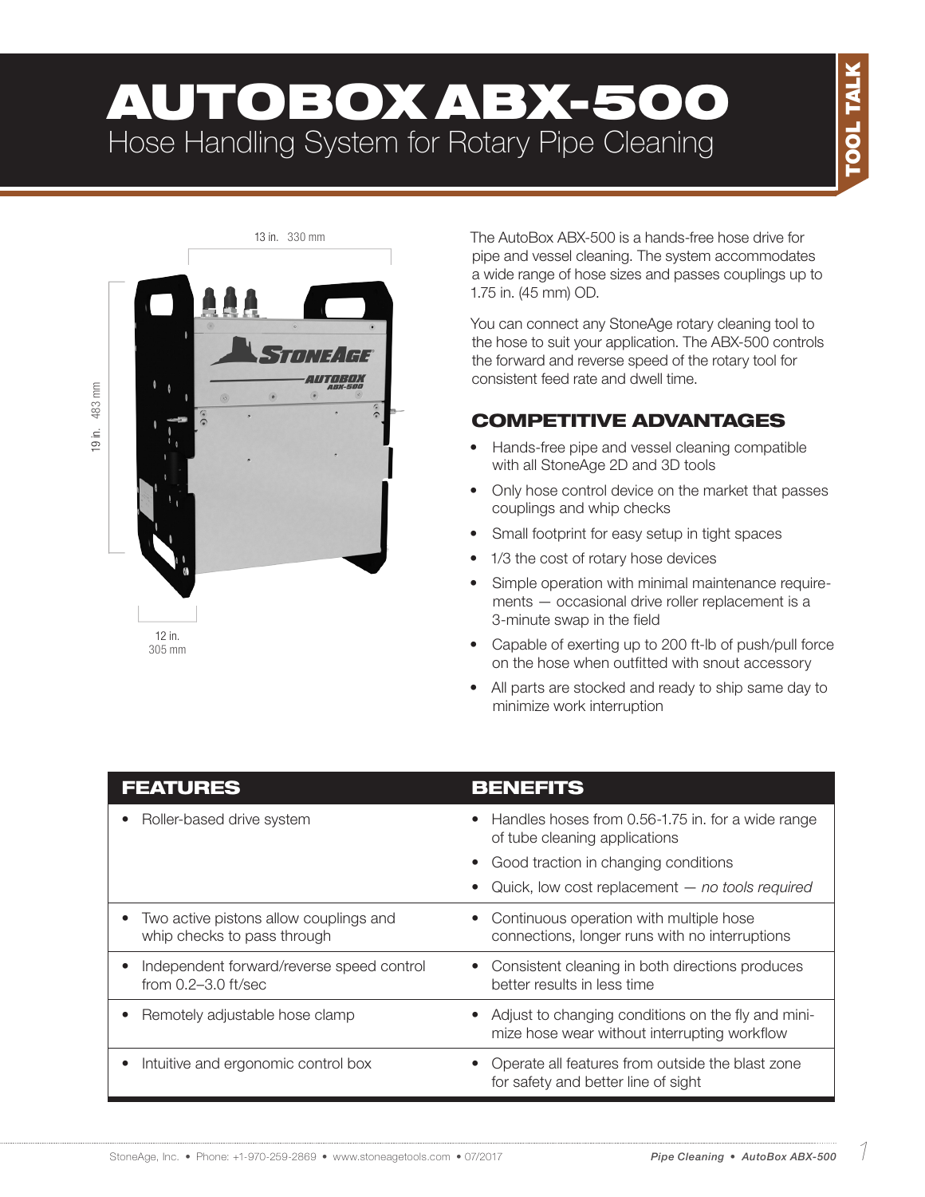# AUTOBOX ABX-500

## Hose Handling System for Rotary Pipe Cleaning

TOOL TALK

13 in. 330 mm

19 in. 483 mm

12 in. 305 mm

The AutoBox ABX-500 is a hands-free hose drive for pipe and vessel cleaning. The system accommodates a wide range of hose sizes and passes couplings up to 1.75 in. (45 mm) OD.

You can connect any StoneAge rotary cleaning tool to the hose to suit your application. The ABX-500 controls the forward and reverse speed of the rotary tool for consistent feed rate and dwell time.

## COMPETITIVE ADVANTAGES

- Hands-free pipe and vessel cleaning compatible with all StoneAge 2D and 3D tools
- Only hose control device on the market that passes couplings and whip checks
- Small footprint for easy setup in tight spaces
- 1/3 the cost of rotary hose devices
- Simple operation with minimal maintenance requirements — occasional drive roller replacement is a 3-minute swap in the field
- Capable of exerting up to 200 ft-lb of push/pull force on the hose when outfitted with snout accessory
- All parts are stocked and ready to ship same day to minimize work interruption

| FEATURES | BENEFITS |
| --- | --- |
| • Roller-based drive system | • Handles hoses from 0.56-1.75 in. for a wide range of tube cleaning applications<br>• Good traction in changing conditions<br>• Quick, low cost replacement — *no tools required* |
| • Two active pistons allow couplings and whip checks to pass through | • Continuous operation with multiple hose connections, longer runs with no interruptions |
| • Independent forward/reverse speed control from 0.2–3.0 ft/sec | • Consistent cleaning in both directions produces better results in less time |
| • Remotely adjustable hose clamp | • Adjust to changing conditions on the fly and minimize hose wear without interrupting workflow |
| • Intuitive and ergonomic control box | • Operate all features from outside the blast zone for safety and better line of sight |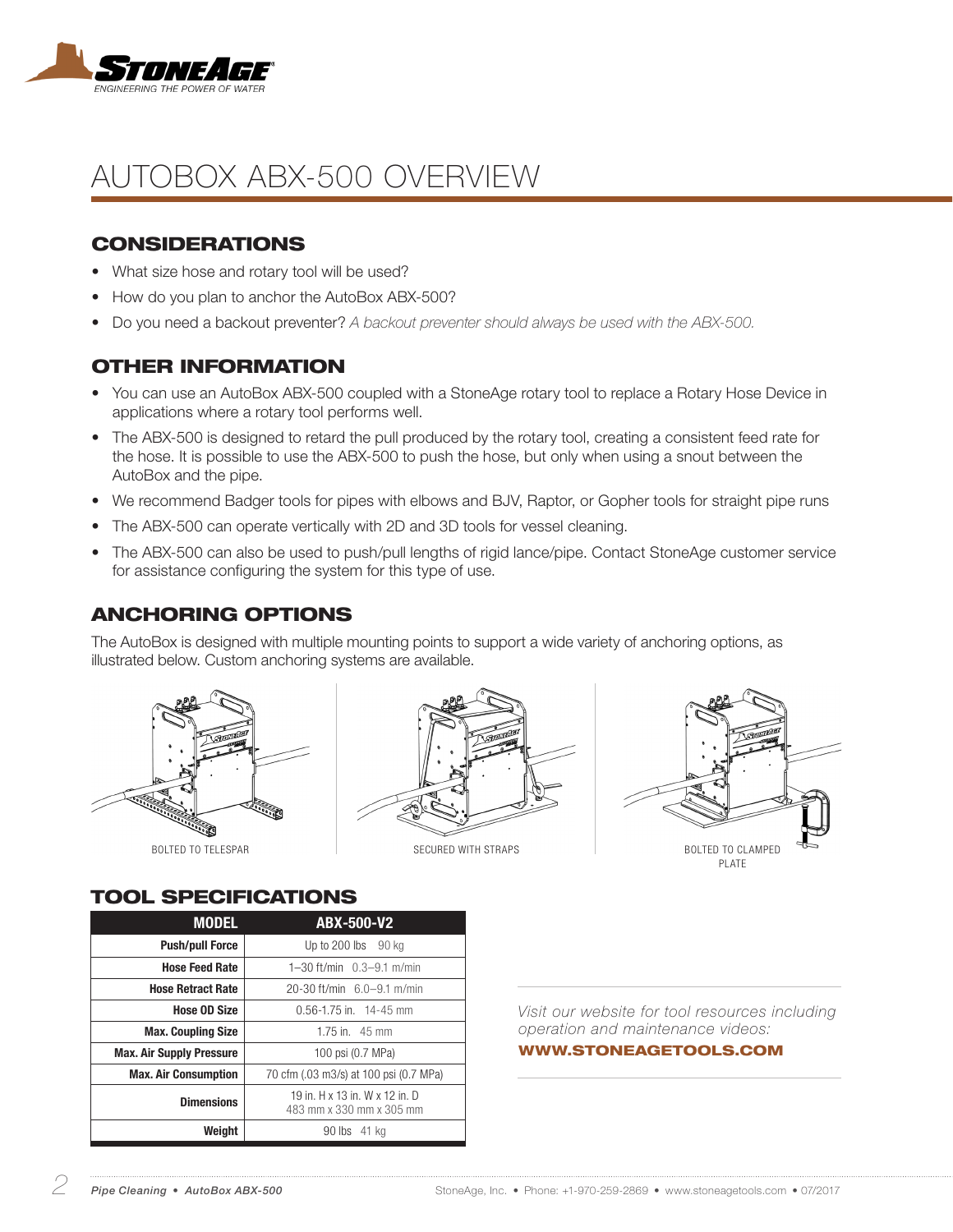# AUTOBOX ABX-500 OVERVIEW

## CONSIDERATIONS

- What size hose and rotary tool will be used?
- How do you plan to anchor the AutoBox ABX-500?
- Do you need a backout preventer? *A backout preventer should always be used with the ABX-500.*

## OTHER INFORMATION

- You can use an AutoBox ABX-500 coupled with a StoneAge rotary tool to replace a Rotary Hose Device in applications where a rotary tool performs well.
- The ABX-500 is designed to retard the pull produced by the rotary tool, creating a consistent feed rate for the hose. It is possible to use the ABX-500 to push the hose, but only when using a snout between the AutoBox and the pipe.
- We recommend Badger tools for pipes with elbows and BJV, Raptor, or Gopher tools for straight pipe runs
- The ABX-500 can operate vertically with 2D and 3D tools for vessel cleaning.
- The ABX-500 can also be used to push/pull lengths of rigid lance/pipe. Contact StoneAge customer service for assistance configuring the system for this type of use.

## ANCHORING OPTIONS

The AutoBox is designed with multiple mounting points to support a wide variety of anchoring options, as illustrated below. Custom anchoring systems are available.

BOLTED TO TELESPAR

SECURED WITH STRAPS

BOLTED TO CLAMPED PLATE

## TOOL SPECIFICATIONS

| MODEL | ABX-500-V2 |
|---|---|
| **Push/pull Force** | Up to 200 lbs 90 kg |
| **Hose Feed Rate** | 1–30 ft/min 0.3–9.1 m/min |
| **Hose Retract Rate** | 20-30 ft/min 6.0–9.1 m/min |
| **Hose OD Size** | 0.56-1.75 in. 14-45 mm |
| **Max. Coupling Size** | 1.75 in. 45 mm |
| **Max. Air Supply Pressure** | 100 psi (0.7 MPa) |
| **Max. Air Consumption** | 70 cfm (.03 m3/s) at 100 psi (0.7 MPa) |
| **Dimensions** | 19 in. H x 13 in. W x 12 in. D<br>483 mm x 330 mm x 305 mm |
| **Weight** | 90 lbs 41 kg |

*Visit our website for tool resources including operation and maintenance videos:*

**WWW.STONEAGETOOLS.COM**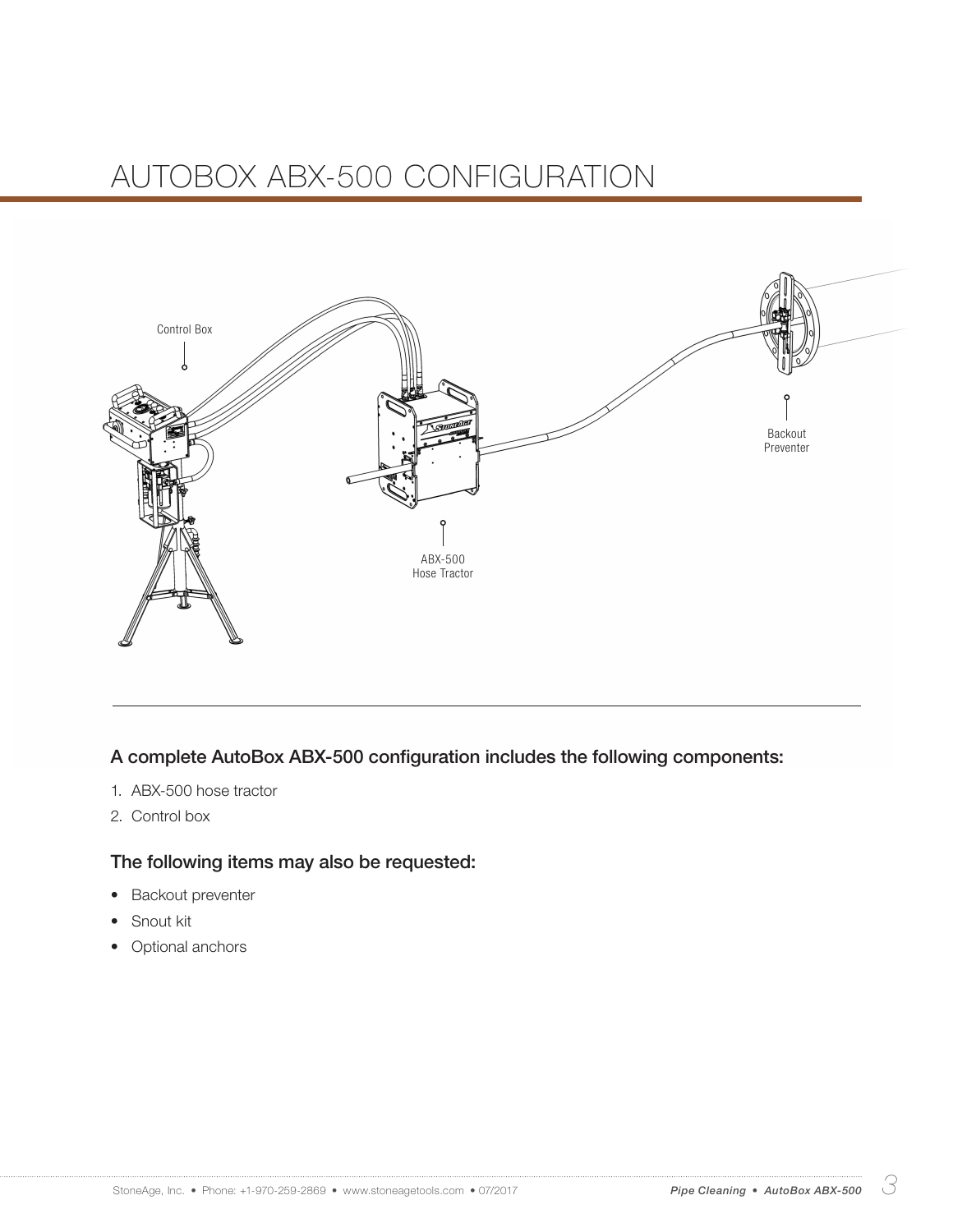# AUTOBOX ABX-500 CONFIGURATION

Control Box

Backout Preventer

ABX-500 Hose Tractor

### A complete AutoBox ABX-500 configuration includes the following components:

1. ABX-500 hose tractor
2. Control box

### The following items may also be requested:

- Backout preventer
- Snout kit
- Optional anchors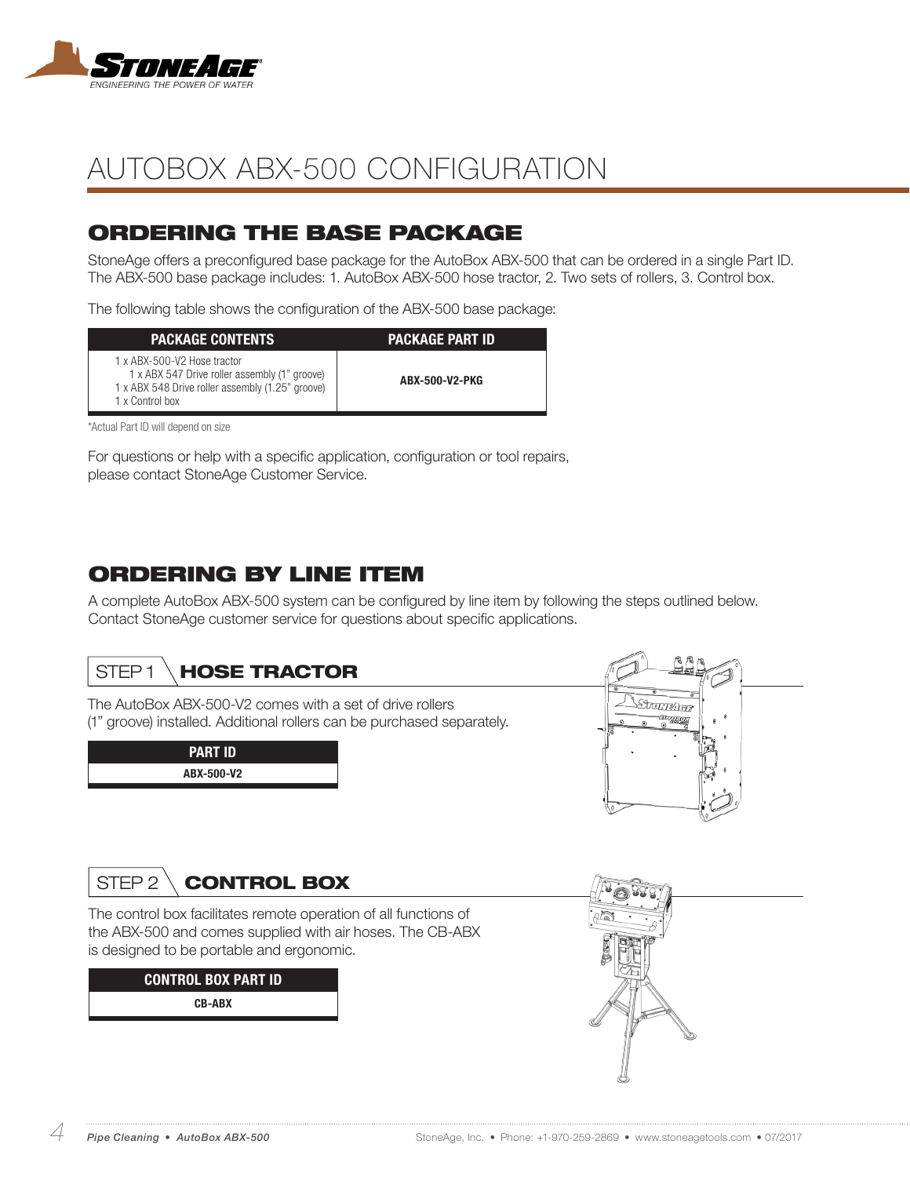# AUTOBOX ABX-500 CONFIGURATION

## ORDERING THE BASE PACKAGE

StoneAge offers a preconfigured base package for the AutoBox ABX-500 that can be ordered in a single Part ID. The ABX-500 base package includes: 1. AutoBox ABX-500 hose tractor, 2. Two sets of rollers, 3. Control box.

The following table shows the configuration of the ABX-500 base package:

| PACKAGE CONTENTS | PACKAGE PART ID |
| --- | --- |
| 1 x ABX-500-V2 Hose tractor<br>1 x ABX 547 Drive roller assembly (1" groove)<br>1 x ABX 548 Drive roller assembly (1.25" groove)<br>1 x Control box | **ABX-500-V2-PKG** |

*Actual Part ID will depend on size

For questions or help with a specific application, configuration or tool repairs, please contact StoneAge Customer Service.

## ORDERING BY LINE ITEM

A complete AutoBox ABX-500 system can be configured by line item by following the steps outlined below. Contact StoneAge customer service for questions about specific applications.

### STEP 1 HOSE TRACTOR

The AutoBox ABX-500-V2 comes with a set of drive rollers (1" groove) installed. Additional rollers can be purchased separately.

| PART ID |
| --- |
| **ABX-500-V2** |

### STEP 2 CONTROL BOX

The control box facilitates remote operation of all functions of the ABX-500 and comes supplied with air hoses. The CB-ABX is designed to be portable and ergonomic.

| CONTROL BOX PART ID |
| --- |
| **CB-ABX** |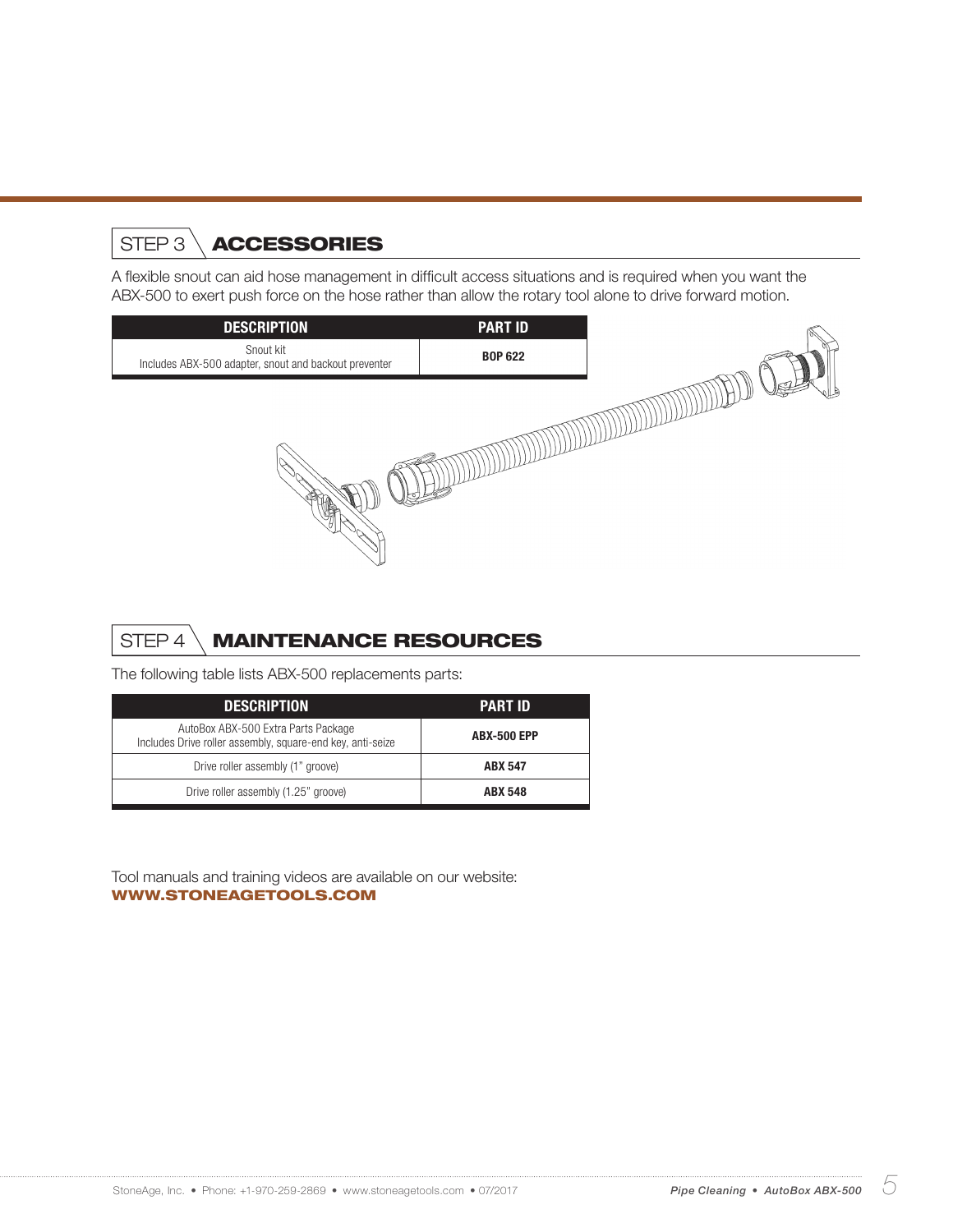## STEP 3 ACCESSORIES

A flexible snout can aid hose management in difficult access situations and is required when you want the ABX-500 to exert push force on the hose rather than allow the rotary tool alone to drive forward motion.

| DESCRIPTION | PART ID |
|---|---|
| Snout kit<br>Includes ABX-500 adapter, snout and backout preventer | **BOP 622** |

## STEP 4 MAINTENANCE RESOURCES

The following table lists ABX-500 replacements parts:

| DESCRIPTION | PART ID |
|---|---|
| AutoBox ABX-500 Extra Parts Package<br>Includes Drive roller assembly, square-end key, anti-seize | **ABX-500 EPP** |
| Drive roller assembly (1" groove) | **ABX 547** |
| Drive roller assembly (1.25" groove) | **ABX 548** |

Tool manuals and training videos are available on our website:
**WWW.STONEAGETOOLS.COM**